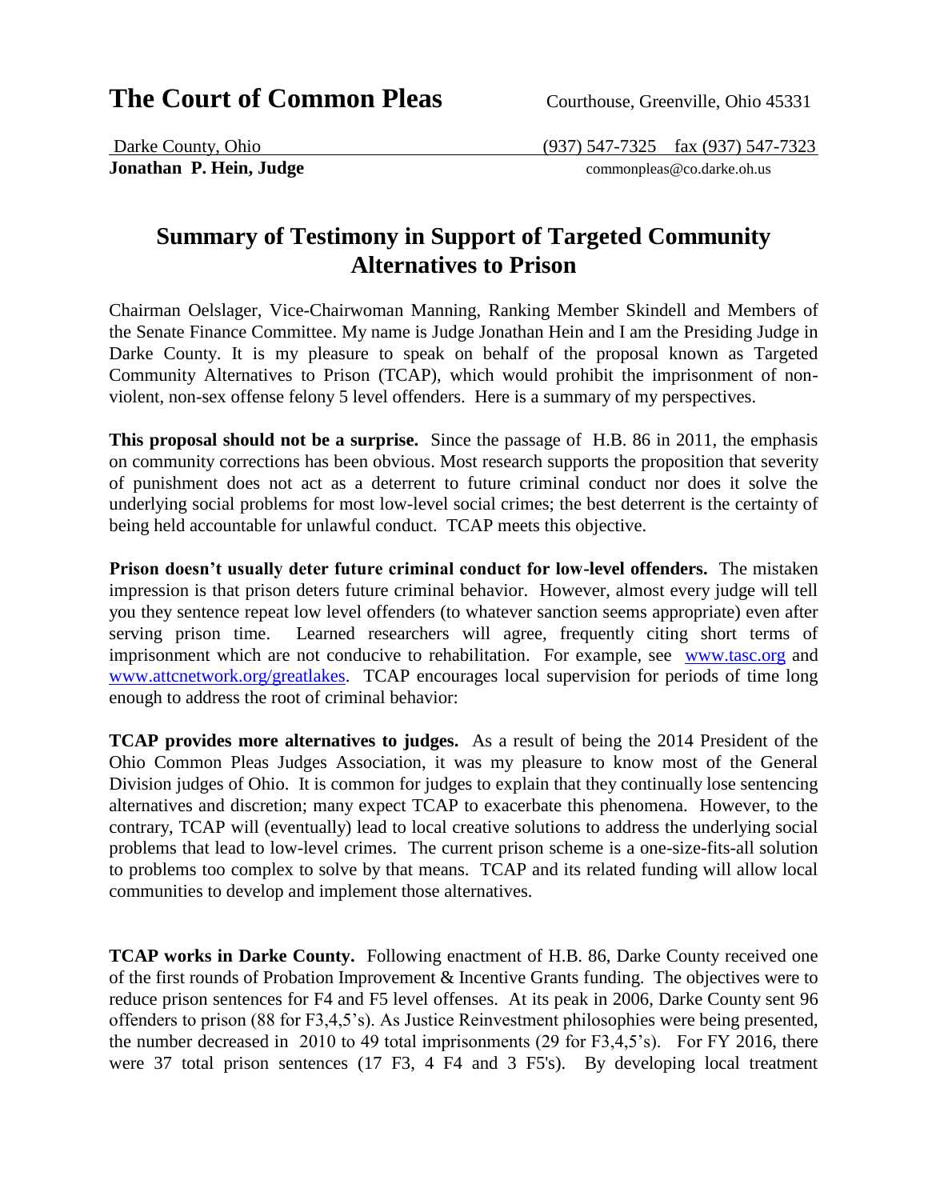# The Court of Common Pleas

Courthouse, Greenville, Ohio 45331

Darke County, Ohio (937) 547-7325 fax (937) 547-7323

**Jonathan P. Hein, Judge** commonpleas@co.darke.oh.us

## Summary of Testimony in Support of Targeted Community Alternatives to Prison

Chairman Oelslager, Vice-Chairwoman Manning, Ranking Member Skindell and Members of the Senate Finance Committee. My name is Judge Jonathan Hein and I am the Presiding Judge in Darke County. It is my pleasure to speak on behalf of the proposal known as Targeted Community Alternatives to Prison (TCAP), which would prohibit the imprisonment of non-violent, non-sex offense felony 5 level offenders. Here is a summary of my perspectives.

**This proposal should not be a surprise.** Since the passage of H.B. 86 in 2011, the emphasis on community corrections has been obvious. Most research supports the proposition that severity of punishment does not act as a deterrent to future criminal conduct nor does it solve the underlying social problems for most low-level social crimes; the best deterrent is the certainty of being held accountable for unlawful conduct. TCAP meets this objective.

**Prison doesn't usually deter future criminal conduct for low-level offenders.** The mistaken impression is that prison deters future criminal behavior. However, almost every judge will tell you they sentence repeat low level offenders (to whatever sanction seems appropriate) even after serving prison time. Learned researchers will agree, frequently citing short terms of imprisonment which are not conducive to rehabilitation. For example, see www.tasc.org and www.attcnetwork.org/greatlakes. TCAP encourages local supervision for periods of time long enough to address the root of criminal behavior:

**TCAP provides more alternatives to judges.** As a result of being the 2014 President of the Ohio Common Pleas Judges Association, it was my pleasure to know most of the General Division judges of Ohio. It is common for judges to explain that they continually lose sentencing alternatives and discretion; many expect TCAP to exacerbate this phenomena. However, to the contrary, TCAP will (eventually) lead to local creative solutions to address the underlying social problems that lead to low-level crimes. The current prison scheme is a one-size-fits-all solution to problems too complex to solve by that means. TCAP and its related funding will allow local communities to develop and implement those alternatives.

**TCAP works in Darke County.** Following enactment of H.B. 86, Darke County received one of the first rounds of Probation Improvement & Incentive Grants funding. The objectives were to reduce prison sentences for F4 and F5 level offenses. At its peak in 2006, Darke County sent 96 offenders to prison (88 for F3,4,5's). As Justice Reinvestment philosophies were being presented, the number decreased in 2010 to 49 total imprisonments (29 for F3,4,5's). For FY 2016, there were 37 total prison sentences (17 F3, 4 F4 and 3 F5's). By developing local treatment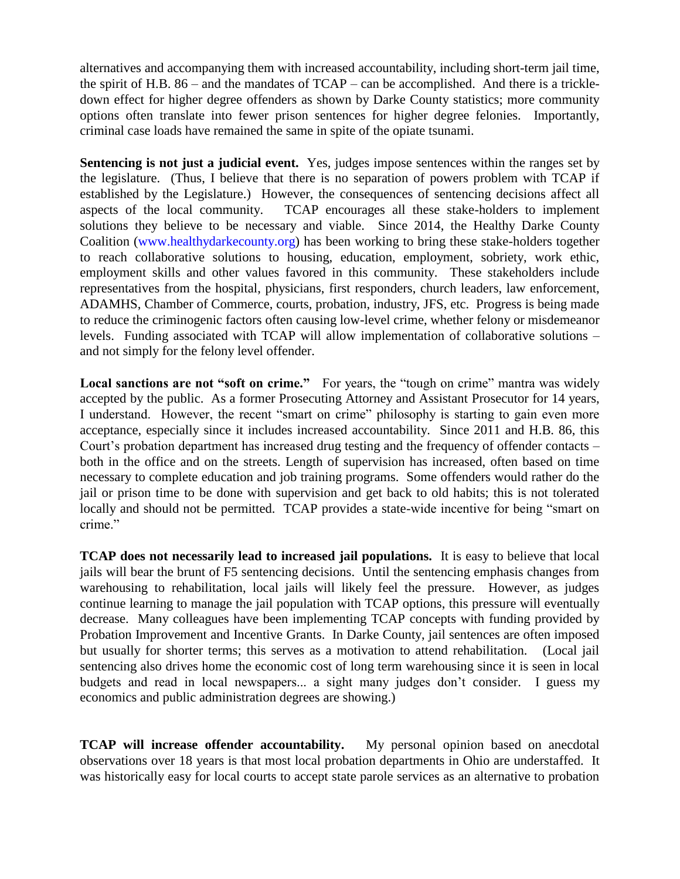alternatives and accompanying them with increased accountability, including short-term jail time, the spirit of H.B. 86 – and the mandates of TCAP – can be accomplished. And there is a trickle-down effect for higher degree offenders as shown by Darke County statistics; more community options often translate into fewer prison sentences for higher degree felonies. Importantly, criminal case loads have remained the same in spite of the opiate tsunami.

**Sentencing is not just a judicial event.** Yes, judges impose sentences within the ranges set by the legislature. (Thus, I believe that there is no separation of powers problem with TCAP if established by the Legislature.) However, the consequences of sentencing decisions affect all aspects of the local community. TCAP encourages all these stake-holders to implement solutions they believe to be necessary and viable. Since 2014, the Healthy Darke County Coalition (www.healthydarkecounty.org) has been working to bring these stake-holders together to reach collaborative solutions to housing, education, employment, sobriety, work ethic, employment skills and other values favored in this community. These stakeholders include representatives from the hospital, physicians, first responders, church leaders, law enforcement, ADAMHS, Chamber of Commerce, courts, probation, industry, JFS, etc. Progress is being made to reduce the criminogenic factors often causing low-level crime, whether felony or misdemeanor levels. Funding associated with TCAP will allow implementation of collaborative solutions – and not simply for the felony level offender.

**Local sanctions are not "soft on crime."** For years, the "tough on crime" mantra was widely accepted by the public. As a former Prosecuting Attorney and Assistant Prosecutor for 14 years, I understand. However, the recent "smart on crime" philosophy is starting to gain even more acceptance, especially since it includes increased accountability. Since 2011 and H.B. 86, this Court's probation department has increased drug testing and the frequency of offender contacts – both in the office and on the streets. Length of supervision has increased, often based on time necessary to complete education and job training programs. Some offenders would rather do the jail or prison time to be done with supervision and get back to old habits; this is not tolerated locally and should not be permitted. TCAP provides a state-wide incentive for being "smart on crime."

**TCAP does not necessarily lead to increased jail populations.** It is easy to believe that local jails will bear the brunt of F5 sentencing decisions. Until the sentencing emphasis changes from warehousing to rehabilitation, local jails will likely feel the pressure. However, as judges continue learning to manage the jail population with TCAP options, this pressure will eventually decrease. Many colleagues have been implementing TCAP concepts with funding provided by Probation Improvement and Incentive Grants. In Darke County, jail sentences are often imposed but usually for shorter terms; this serves as a motivation to attend rehabilitation. (Local jail sentencing also drives home the economic cost of long term warehousing since it is seen in local budgets and read in local newspapers... a sight many judges don't consider. I guess my economics and public administration degrees are showing.)

**TCAP will increase offender accountability.** My personal opinion based on anecdotal observations over 18 years is that most local probation departments in Ohio are understaffed. It was historically easy for local courts to accept state parole services as an alternative to probation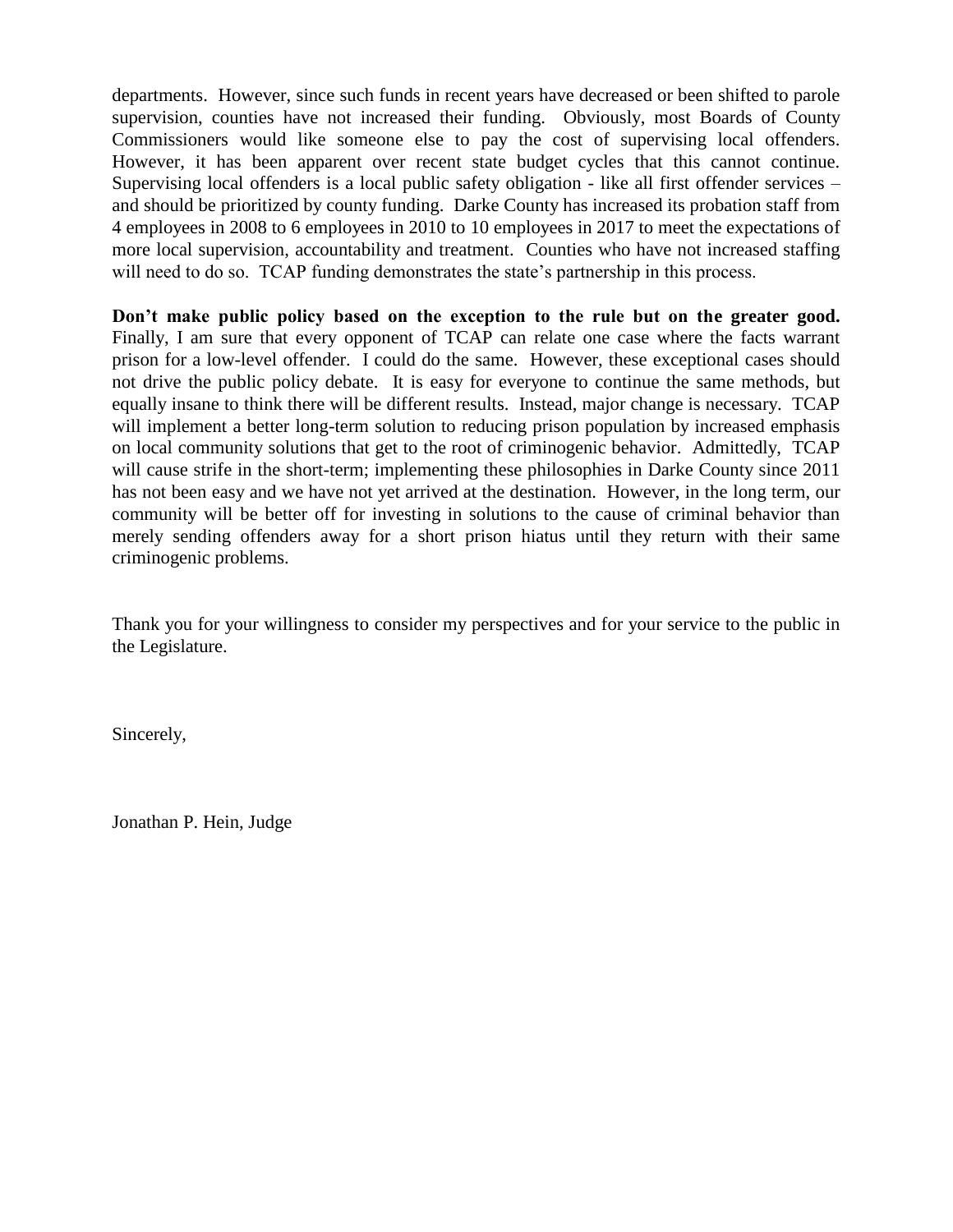departments. However, since such funds in recent years have decreased or been shifted to parole supervision, counties have not increased their funding. Obviously, most Boards of County Commissioners would like someone else to pay the cost of supervising local offenders. However, it has been apparent over recent state budget cycles that this cannot continue. Supervising local offenders is a local public safety obligation - like all first offender services – and should be prioritized by county funding. Darke County has increased its probation staff from 4 employees in 2008 to 6 employees in 2010 to 10 employees in 2017 to meet the expectations of more local supervision, accountability and treatment. Counties who have not increased staffing will need to do so. TCAP funding demonstrates the state's partnership in this process.

**Don't make public policy based on the exception to the rule but on the greater good.** Finally, I am sure that every opponent of TCAP can relate one case where the facts warrant prison for a low-level offender. I could do the same. However, these exceptional cases should not drive the public policy debate. It is easy for everyone to continue the same methods, but equally insane to think there will be different results. Instead, major change is necessary. TCAP will implement a better long-term solution to reducing prison population by increased emphasis on local community solutions that get to the root of criminogenic behavior. Admittedly, TCAP will cause strife in the short-term; implementing these philosophies in Darke County since 2011 has not been easy and we have not yet arrived at the destination. However, in the long term, our community will be better off for investing in solutions to the cause of criminal behavior than merely sending offenders away for a short prison hiatus until they return with their same criminogenic problems.

Thank you for your willingness to consider my perspectives and for your service to the public in the Legislature.

Sincerely,

Jonathan P. Hein, Judge